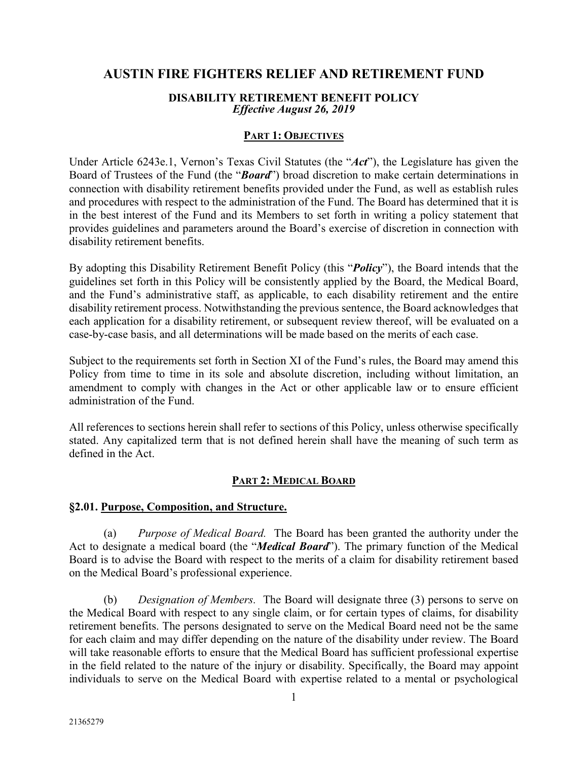# AUSTIN FIRE FIGHTERS RELIEF AND RETIREMENT FUND

### DISABILITY RETIREMENT BENEFIT POLICY
*Effective August 26, 2019*

## PART 1: OBJECTIVES

Under Article 6243e.1, Vernon's Texas Civil Statutes (the "***Act***"), the Legislature has given the Board of Trustees of the Fund (the "***Board***") broad discretion to make certain determinations in connection with disability retirement benefits provided under the Fund, as well as establish rules and procedures with respect to the administration of the Fund. The Board has determined that it is in the best interest of the Fund and its Members to set forth in writing a policy statement that provides guidelines and parameters around the Board's exercise of discretion in connection with disability retirement benefits.

By adopting this Disability Retirement Benefit Policy (this "***Policy***"), the Board intends that the guidelines set forth in this Policy will be consistently applied by the Board, the Medical Board, and the Fund's administrative staff, as applicable, to each disability retirement and the entire disability retirement process. Notwithstanding the previous sentence, the Board acknowledges that each application for a disability retirement, or subsequent review thereof, will be evaluated on a case-by-case basis, and all determinations will be made based on the merits of each case.

Subject to the requirements set forth in Section XI of the Fund's rules, the Board may amend this Policy from time to time in its sole and absolute discretion, including without limitation, an amendment to comply with changes in the Act or other applicable law or to ensure efficient administration of the Fund.

All references to sections herein shall refer to sections of this Policy, unless otherwise specifically stated. Any capitalized term that is not defined herein shall have the meaning of such term as defined in the Act.

## PART 2: MEDICAL BOARD

### §2.01. Purpose, Composition, and Structure.

(a) *Purpose of Medical Board.* The Board has been granted the authority under the Act to designate a medical board (the "***Medical Board***"). The primary function of the Medical Board is to advise the Board with respect to the merits of a claim for disability retirement based on the Medical Board's professional experience.

(b) *Designation of Members.* The Board will designate three (3) persons to serve on the Medical Board with respect to any single claim, or for certain types of claims, for disability retirement benefits. The persons designated to serve on the Medical Board need not be the same for each claim and may differ depending on the nature of the disability under review. The Board will take reasonable efforts to ensure that the Medical Board has sufficient professional expertise in the field related to the nature of the injury or disability. Specifically, the Board may appoint individuals to serve on the Medical Board with expertise related to a mental or psychological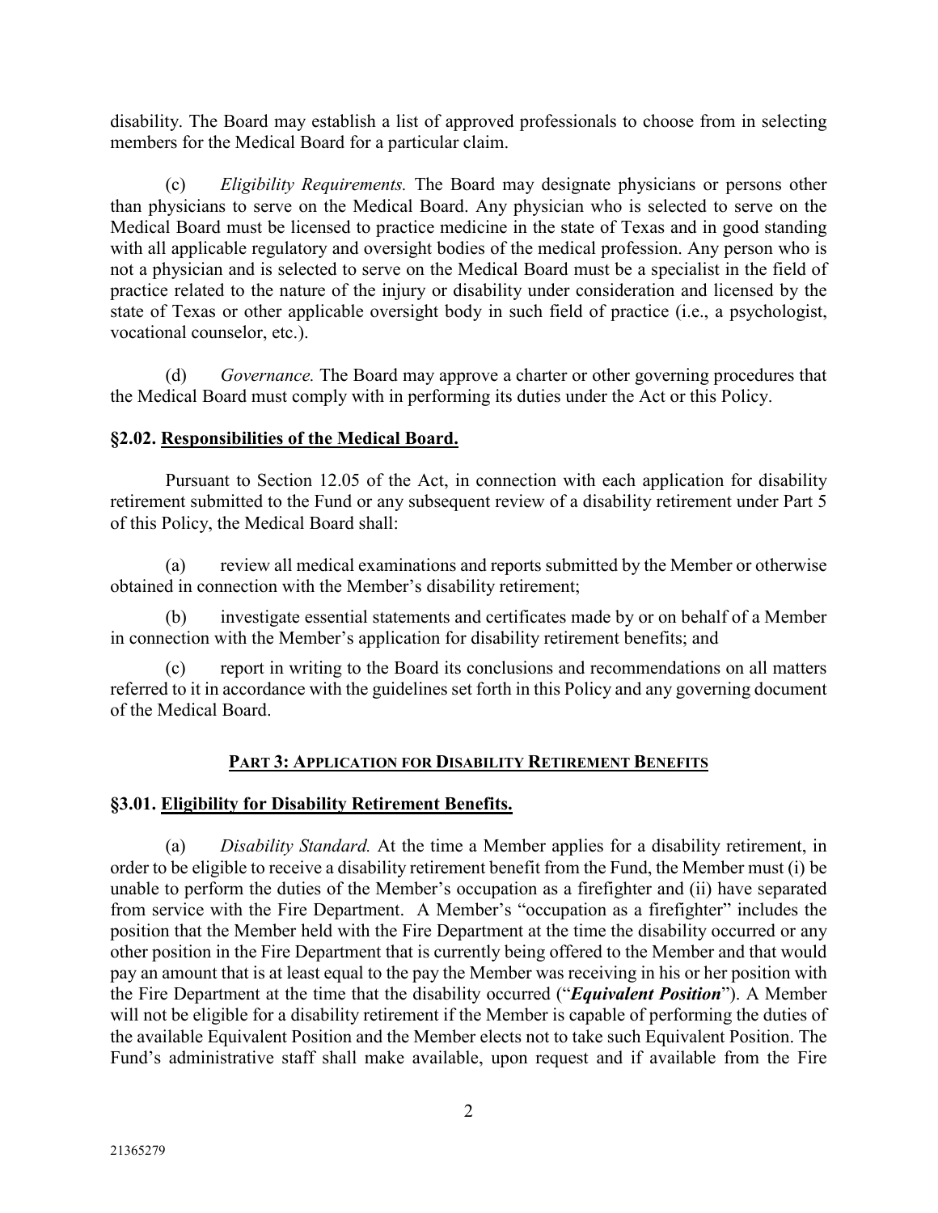disability. The Board may establish a list of approved professionals to choose from in selecting members for the Medical Board for a particular claim.

(c) *Eligibility Requirements.* The Board may designate physicians or persons other than physicians to serve on the Medical Board. Any physician who is selected to serve on the Medical Board must be licensed to practice medicine in the state of Texas and in good standing with all applicable regulatory and oversight bodies of the medical profession. Any person who is not a physician and is selected to serve on the Medical Board must be a specialist in the field of practice related to the nature of the injury or disability under consideration and licensed by the state of Texas or other applicable oversight body in such field of practice (i.e., a psychologist, vocational counselor, etc.).

(d) *Governance.* The Board may approve a charter or other governing procedures that the Medical Board must comply with in performing its duties under the Act or this Policy.

### §2.02. Responsibilities of the Medical Board.

Pursuant to Section 12.05 of the Act, in connection with each application for disability retirement submitted to the Fund or any subsequent review of a disability retirement under Part 5 of this Policy, the Medical Board shall:

(a) review all medical examinations and reports submitted by the Member or otherwise obtained in connection with the Member's disability retirement;

(b) investigate essential statements and certificates made by or on behalf of a Member in connection with the Member's application for disability retirement benefits; and

(c) report in writing to the Board its conclusions and recommendations on all matters referred to it in accordance with the guidelines set forth in this Policy and any governing document of the Medical Board.

## PART 3: APPLICATION FOR DISABILITY RETIREMENT BENEFITS

### §3.01. Eligibility for Disability Retirement Benefits.

(a) *Disability Standard.* At the time a Member applies for a disability retirement, in order to be eligible to receive a disability retirement benefit from the Fund, the Member must (i) be unable to perform the duties of the Member's occupation as a firefighter and (ii) have separated from service with the Fire Department. A Member's "occupation as a firefighter" includes the position that the Member held with the Fire Department at the time the disability occurred or any other position in the Fire Department that is currently being offered to the Member and that would pay an amount that is at least equal to the pay the Member was receiving in his or her position with the Fire Department at the time that the disability occurred ("***Equivalent Position***"). A Member will not be eligible for a disability retirement if the Member is capable of performing the duties of the available Equivalent Position and the Member elects not to take such Equivalent Position. The Fund's administrative staff shall make available, upon request and if available from the Fire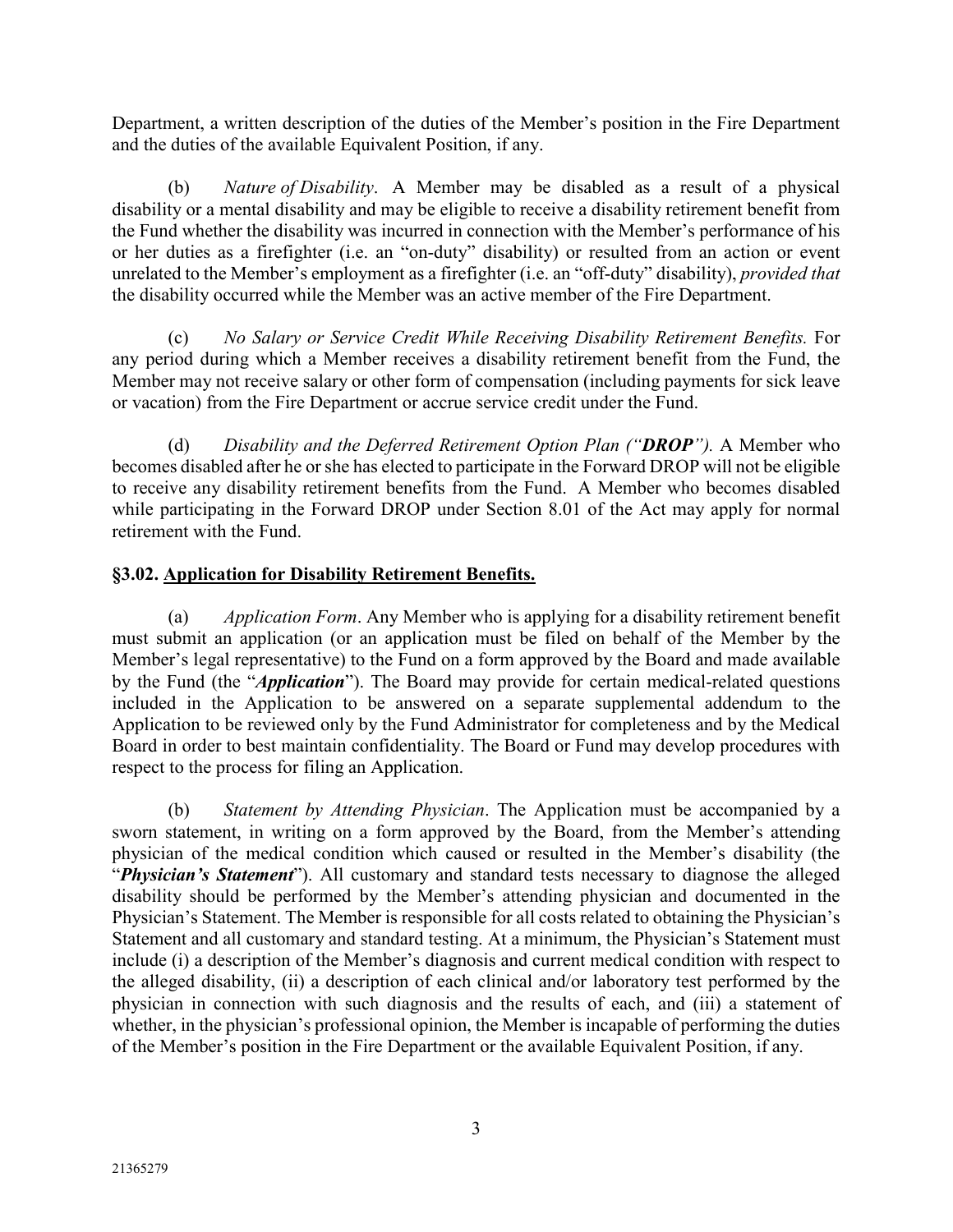Department, a written description of the duties of the Member's position in the Fire Department and the duties of the available Equivalent Position, if any.

(b) *Nature of Disability*. A Member may be disabled as a result of a physical disability or a mental disability and may be eligible to receive a disability retirement benefit from the Fund whether the disability was incurred in connection with the Member's performance of his or her duties as a firefighter (i.e. an "on-duty" disability) or resulted from an action or event unrelated to the Member's employment as a firefighter (i.e. an "off-duty" disability), *provided that* the disability occurred while the Member was an active member of the Fire Department.

(c) *No Salary or Service Credit While Receiving Disability Retirement Benefits.* For any period during which a Member receives a disability retirement benefit from the Fund, the Member may not receive salary or other form of compensation (including payments for sick leave or vacation) from the Fire Department or accrue service credit under the Fund.

(d) *Disability and the Deferred Retirement Option Plan ("**DROP**").* A Member who becomes disabled after he or she has elected to participate in the Forward DROP will not be eligible to receive any disability retirement benefits from the Fund. A Member who becomes disabled while participating in the Forward DROP under Section 8.01 of the Act may apply for normal retirement with the Fund.

## §3.02. <u>Application for Disability Retirement Benefits.</u>

(a) *Application Form*. Any Member who is applying for a disability retirement benefit must submit an application (or an application must be filed on behalf of the Member by the Member's legal representative) to the Fund on a form approved by the Board and made available by the Fund (the "***Application***"). The Board may provide for certain medical-related questions included in the Application to be answered on a separate supplemental addendum to the Application to be reviewed only by the Fund Administrator for completeness and by the Medical Board in order to best maintain confidentiality. The Board or Fund may develop procedures with respect to the process for filing an Application.

(b) *Statement by Attending Physician*. The Application must be accompanied by a sworn statement, in writing on a form approved by the Board, from the Member's attending physician of the medical condition which caused or resulted in the Member's disability (the "***Physician's Statement***"). All customary and standard tests necessary to diagnose the alleged disability should be performed by the Member's attending physician and documented in the Physician's Statement. The Member is responsible for all costs related to obtaining the Physician's Statement and all customary and standard testing. At a minimum, the Physician's Statement must include (i) a description of the Member's diagnosis and current medical condition with respect to the alleged disability, (ii) a description of each clinical and/or laboratory test performed by the physician in connection with such diagnosis and the results of each, and (iii) a statement of whether, in the physician's professional opinion, the Member is incapable of performing the duties of the Member's position in the Fire Department or the available Equivalent Position, if any.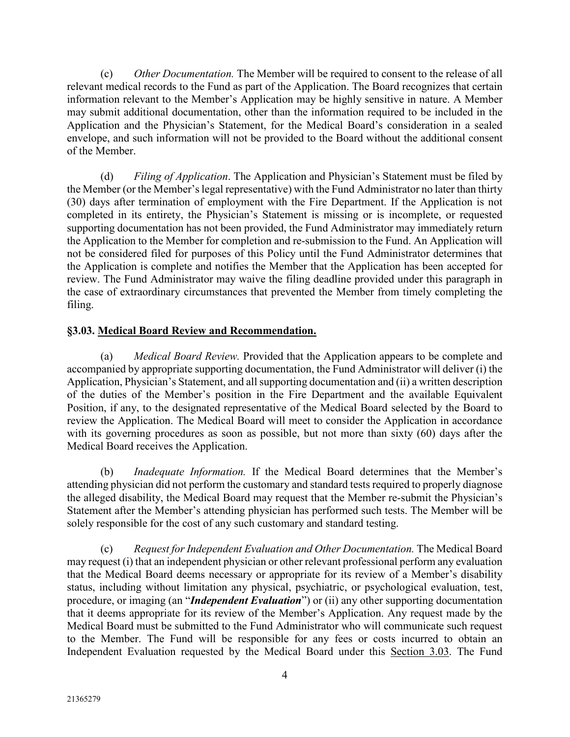(c) *Other Documentation.* The Member will be required to consent to the release of all relevant medical records to the Fund as part of the Application. The Board recognizes that certain information relevant to the Member's Application may be highly sensitive in nature. A Member may submit additional documentation, other than the information required to be included in the Application and the Physician's Statement, for the Medical Board's consideration in a sealed envelope, and such information will not be provided to the Board without the additional consent of the Member.

(d) *Filing of Application*. The Application and Physician's Statement must be filed by the Member (or the Member's legal representative) with the Fund Administrator no later than thirty (30) days after termination of employment with the Fire Department. If the Application is not completed in its entirety, the Physician's Statement is missing or is incomplete, or requested supporting documentation has not been provided, the Fund Administrator may immediately return the Application to the Member for completion and re-submission to the Fund. An Application will not be considered filed for purposes of this Policy until the Fund Administrator determines that the Application is complete and notifies the Member that the Application has been accepted for review. The Fund Administrator may waive the filing deadline provided under this paragraph in the case of extraordinary circumstances that prevented the Member from timely completing the filing.

### §3.03. Medical Board Review and Recommendation.

(a) *Medical Board Review.* Provided that the Application appears to be complete and accompanied by appropriate supporting documentation, the Fund Administrator will deliver (i) the Application, Physician's Statement, and all supporting documentation and (ii) a written description of the duties of the Member's position in the Fire Department and the available Equivalent Position, if any, to the designated representative of the Medical Board selected by the Board to review the Application. The Medical Board will meet to consider the Application in accordance with its governing procedures as soon as possible, but not more than sixty (60) days after the Medical Board receives the Application.

(b) *Inadequate Information.* If the Medical Board determines that the Member's attending physician did not perform the customary and standard tests required to properly diagnose the alleged disability, the Medical Board may request that the Member re-submit the Physician's Statement after the Member's attending physician has performed such tests. The Member will be solely responsible for the cost of any such customary and standard testing.

(c) *Request for Independent Evaluation and Other Documentation.* The Medical Board may request (i) that an independent physician or other relevant professional perform any evaluation that the Medical Board deems necessary or appropriate for its review of a Member's disability status, including without limitation any physical, psychiatric, or psychological evaluation, test, procedure, or imaging (an "***Independent Evaluation***") or (ii) any other supporting documentation that it deems appropriate for its review of the Member's Application. Any request made by the Medical Board must be submitted to the Fund Administrator who will communicate such request to the Member. The Fund will be responsible for any fees or costs incurred to obtain an Independent Evaluation requested by the Medical Board under this Section 3.03. The Fund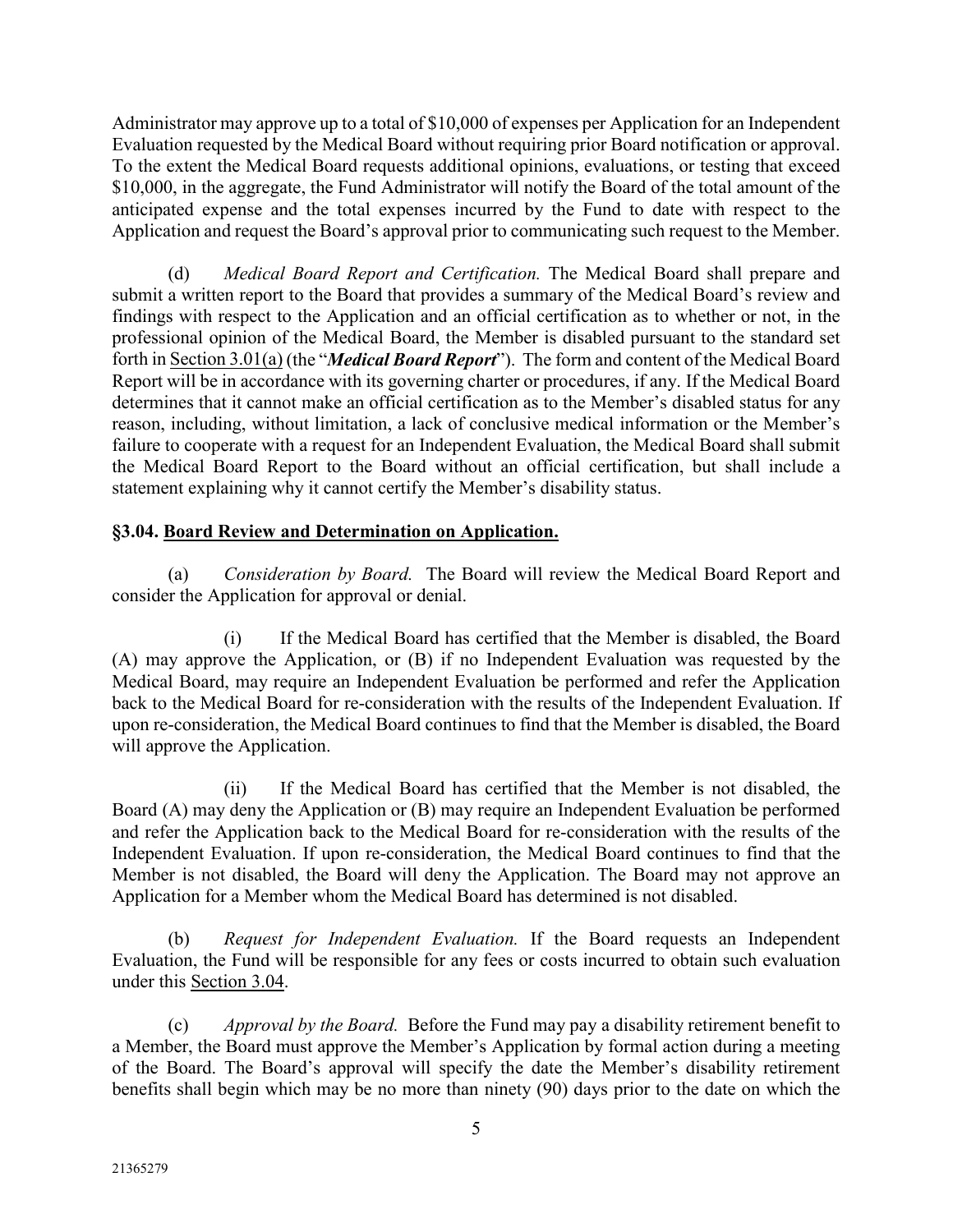Administrator may approve up to a total of $10,000 of expenses per Application for an Independent Evaluation requested by the Medical Board without requiring prior Board notification or approval. To the extent the Medical Board requests additional opinions, evaluations, or testing that exceed $10,000, in the aggregate, the Fund Administrator will notify the Board of the total amount of the anticipated expense and the total expenses incurred by the Fund to date with respect to the Application and request the Board's approval prior to communicating such request to the Member.

(d) *Medical Board Report and Certification.* The Medical Board shall prepare and submit a written report to the Board that provides a summary of the Medical Board's review and findings with respect to the Application and an official certification as to whether or not, in the professional opinion of the Medical Board, the Member is disabled pursuant to the standard set forth in Section 3.01(a) (the "***Medical Board Report***"). The form and content of the Medical Board Report will be in accordance with its governing charter or procedures, if any. If the Medical Board determines that it cannot make an official certification as to the Member's disabled status for any reason, including, without limitation, a lack of conclusive medical information or the Member's failure to cooperate with a request for an Independent Evaluation, the Medical Board shall submit the Medical Board Report to the Board without an official certification, but shall include a statement explaining why it cannot certify the Member's disability status.

### §3.04. Board Review and Determination on Application.

(a) *Consideration by Board.* The Board will review the Medical Board Report and consider the Application for approval or denial.

(i) If the Medical Board has certified that the Member is disabled, the Board (A) may approve the Application, or (B) if no Independent Evaluation was requested by the Medical Board, may require an Independent Evaluation be performed and refer the Application back to the Medical Board for re-consideration with the results of the Independent Evaluation. If upon re-consideration, the Medical Board continues to find that the Member is disabled, the Board will approve the Application.

(ii) If the Medical Board has certified that the Member is not disabled, the Board (A) may deny the Application or (B) may require an Independent Evaluation be performed and refer the Application back to the Medical Board for re-consideration with the results of the Independent Evaluation. If upon re-consideration, the Medical Board continues to find that the Member is not disabled, the Board will deny the Application. The Board may not approve an Application for a Member whom the Medical Board has determined is not disabled.

(b) *Request for Independent Evaluation.* If the Board requests an Independent Evaluation, the Fund will be responsible for any fees or costs incurred to obtain such evaluation under this Section 3.04.

(c) *Approval by the Board.* Before the Fund may pay a disability retirement benefit to a Member, the Board must approve the Member's Application by formal action during a meeting of the Board. The Board's approval will specify the date the Member's disability retirement benefits shall begin which may be no more than ninety (90) days prior to the date on which the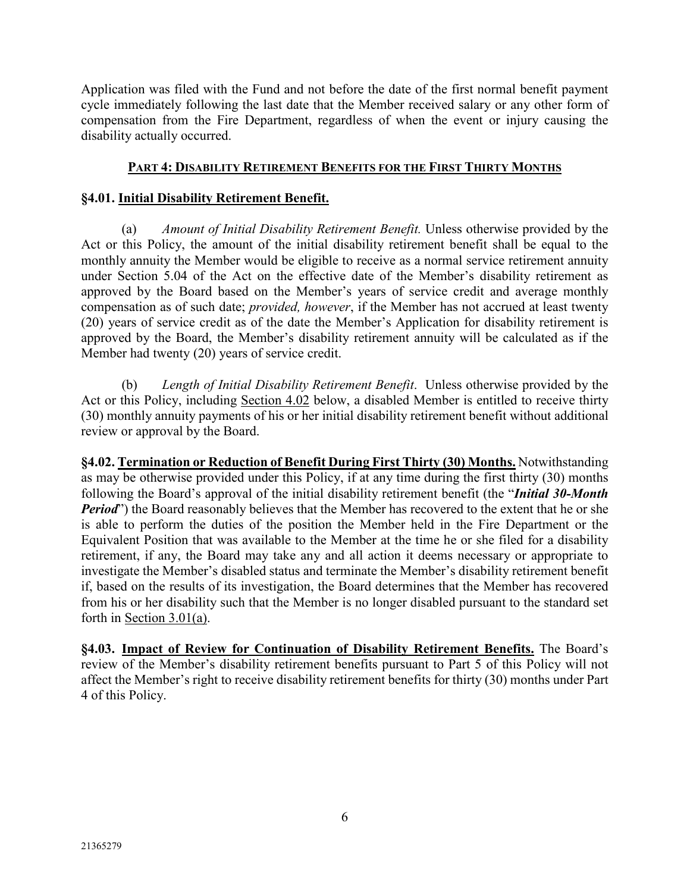Application was filed with the Fund and not before the date of the first normal benefit payment cycle immediately following the last date that the Member received salary or any other form of compensation from the Fire Department, regardless of when the event or injury causing the disability actually occurred.

## **PART 4: DISABILITY RETIREMENT BENEFITS FOR THE FIRST THIRTY MONTHS**

### **§4.01. Initial Disability Retirement Benefit.**

(a) *Amount of Initial Disability Retirement Benefit.* Unless otherwise provided by the Act or this Policy, the amount of the initial disability retirement benefit shall be equal to the monthly annuity the Member would be eligible to receive as a normal service retirement annuity under Section 5.04 of the Act on the effective date of the Member's disability retirement as approved by the Board based on the Member's years of service credit and average monthly compensation as of such date; *provided, however*, if the Member has not accrued at least twenty (20) years of service credit as of the date the Member's Application for disability retirement is approved by the Board, the Member's disability retirement annuity will be calculated as if the Member had twenty (20) years of service credit.

(b) *Length of Initial Disability Retirement Benefit*. Unless otherwise provided by the Act or this Policy, including Section 4.02 below, a disabled Member is entitled to receive thirty (30) monthly annuity payments of his or her initial disability retirement benefit without additional review or approval by the Board.

**§4.02. Termination or Reduction of Benefit During First Thirty (30) Months.** Notwithstanding as may be otherwise provided under this Policy, if at any time during the first thirty (30) months following the Board's approval of the initial disability retirement benefit (the "***Initial 30-Month Period***") the Board reasonably believes that the Member has recovered to the extent that he or she is able to perform the duties of the position the Member held in the Fire Department or the Equivalent Position that was available to the Member at the time he or she filed for a disability retirement, if any, the Board may take any and all action it deems necessary or appropriate to investigate the Member's disabled status and terminate the Member's disability retirement benefit if, based on the results of its investigation, the Board determines that the Member has recovered from his or her disability such that the Member is no longer disabled pursuant to the standard set forth in Section 3.01(a).

**§4.03. Impact of Review for Continuation of Disability Retirement Benefits.** The Board's review of the Member's disability retirement benefits pursuant to Part 5 of this Policy will not affect the Member's right to receive disability retirement benefits for thirty (30) months under Part 4 of this Policy.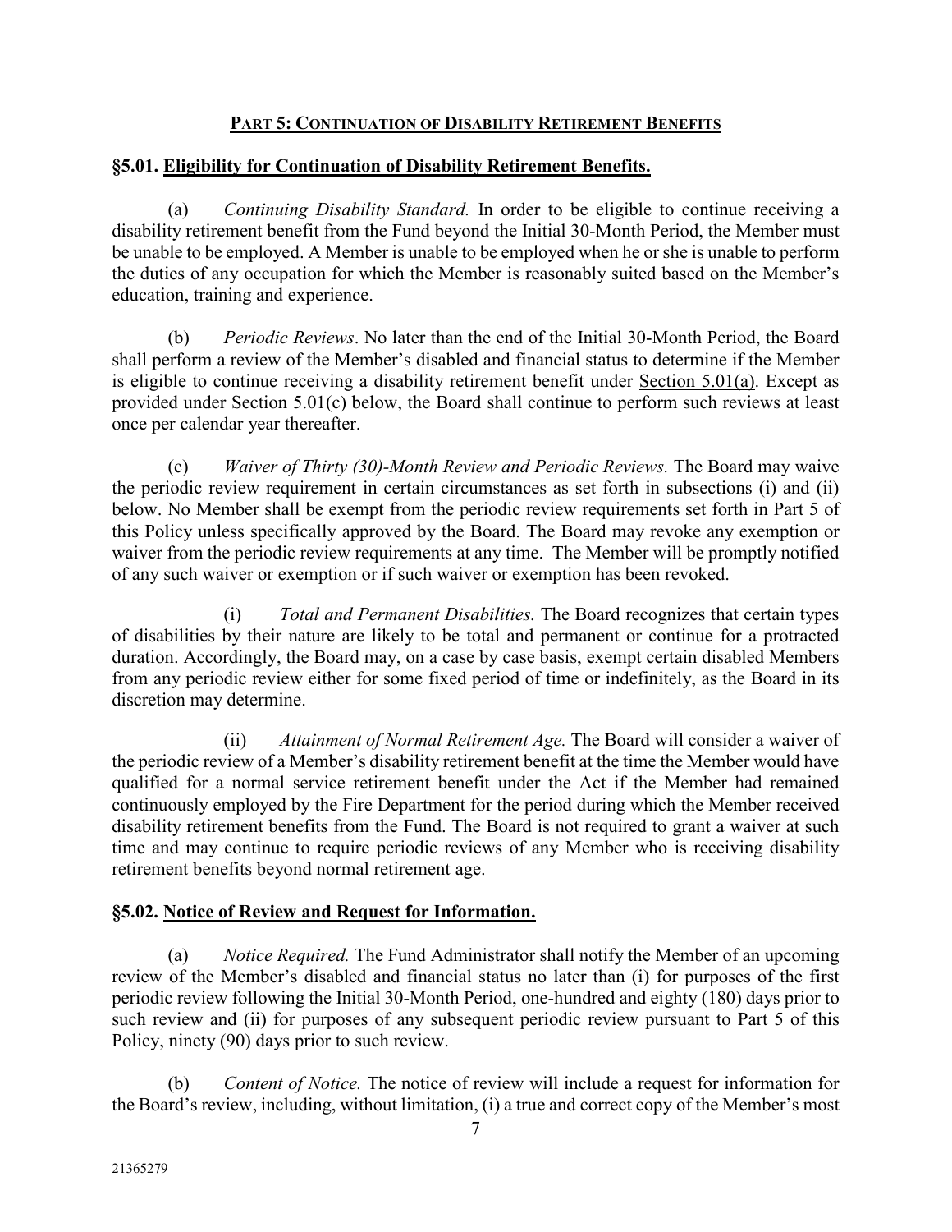## PART 5: CONTINUATION OF DISABILITY RETIREMENT BENEFITS

### §5.01. Eligibility for Continuation of Disability Retirement Benefits.

(a) *Continuing Disability Standard.* In order to be eligible to continue receiving a disability retirement benefit from the Fund beyond the Initial 30-Month Period, the Member must be unable to be employed. A Member is unable to be employed when he or she is unable to perform the duties of any occupation for which the Member is reasonably suited based on the Member's education, training and experience.

(b) *Periodic Reviews*. No later than the end of the Initial 30-Month Period, the Board shall perform a review of the Member's disabled and financial status to determine if the Member is eligible to continue receiving a disability retirement benefit under Section 5.01(a). Except as provided under Section 5.01(c) below, the Board shall continue to perform such reviews at least once per calendar year thereafter.

(c) *Waiver of Thirty (30)-Month Review and Periodic Reviews.* The Board may waive the periodic review requirement in certain circumstances as set forth in subsections (i) and (ii) below. No Member shall be exempt from the periodic review requirements set forth in Part 5 of this Policy unless specifically approved by the Board. The Board may revoke any exemption or waiver from the periodic review requirements at any time. The Member will be promptly notified of any such waiver or exemption or if such waiver or exemption has been revoked.

(i) *Total and Permanent Disabilities.* The Board recognizes that certain types of disabilities by their nature are likely to be total and permanent or continue for a protracted duration. Accordingly, the Board may, on a case by case basis, exempt certain disabled Members from any periodic review either for some fixed period of time or indefinitely, as the Board in its discretion may determine.

(ii) *Attainment of Normal Retirement Age.* The Board will consider a waiver of the periodic review of a Member's disability retirement benefit at the time the Member would have qualified for a normal service retirement benefit under the Act if the Member had remained continuously employed by the Fire Department for the period during which the Member received disability retirement benefits from the Fund. The Board is not required to grant a waiver at such time and may continue to require periodic reviews of any Member who is receiving disability retirement benefits beyond normal retirement age.

### §5.02. Notice of Review and Request for Information.

(a) *Notice Required.* The Fund Administrator shall notify the Member of an upcoming review of the Member's disabled and financial status no later than (i) for purposes of the first periodic review following the Initial 30-Month Period, one-hundred and eighty (180) days prior to such review and (ii) for purposes of any subsequent periodic review pursuant to Part 5 of this Policy, ninety (90) days prior to such review.

(b) *Content of Notice.* The notice of review will include a request for information for the Board's review, including, without limitation, (i) a true and correct copy of the Member's most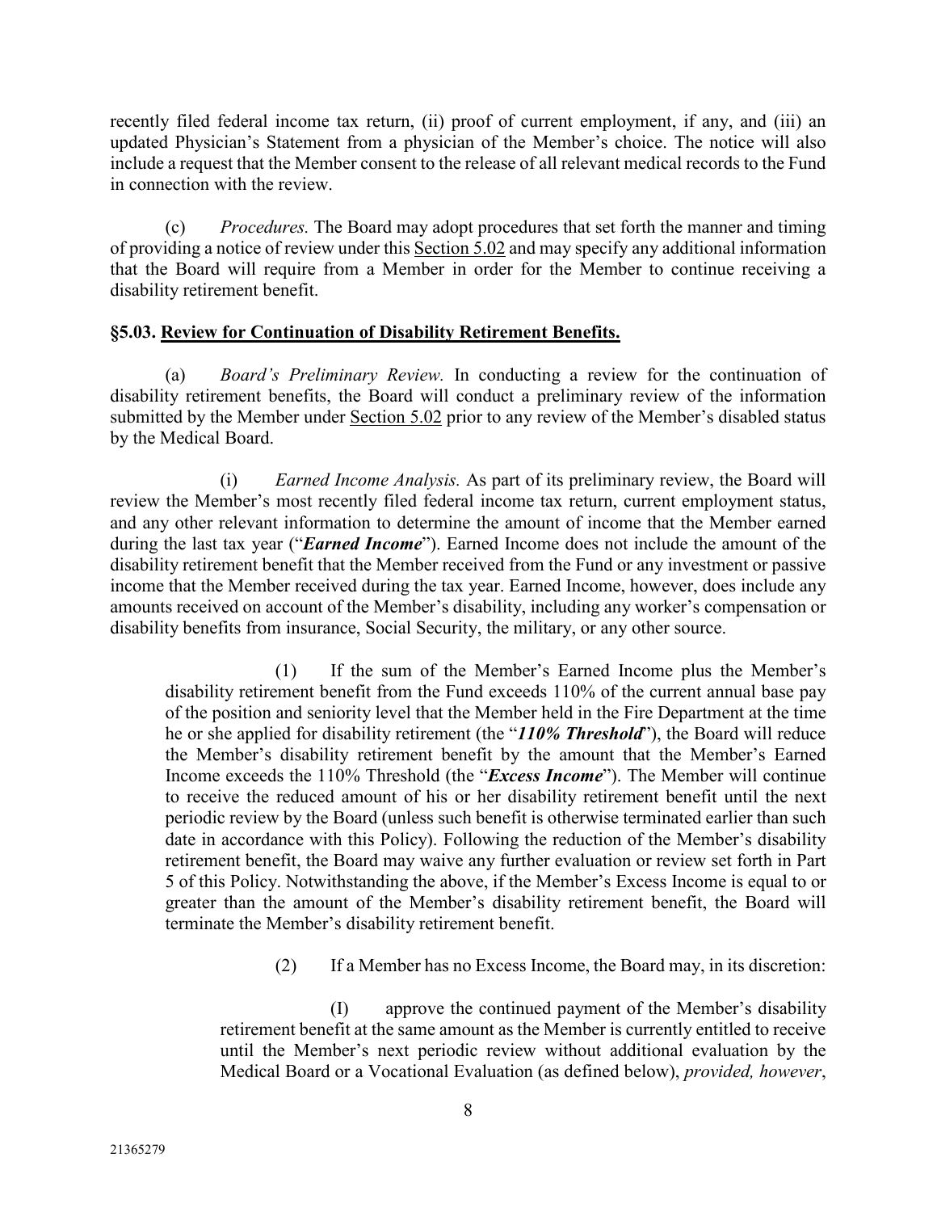recently filed federal income tax return, (ii) proof of current employment, if any, and (iii) an updated Physician's Statement from a physician of the Member's choice. The notice will also include a request that the Member consent to the release of all relevant medical records to the Fund in connection with the review.

(c) *Procedures.* The Board may adopt procedures that set forth the manner and timing of providing a notice of review under this Section 5.02 and may specify any additional information that the Board will require from a Member in order for the Member to continue receiving a disability retirement benefit.

### §5.03. Review for Continuation of Disability Retirement Benefits.

(a) *Board's Preliminary Review.* In conducting a review for the continuation of disability retirement benefits, the Board will conduct a preliminary review of the information submitted by the Member under Section 5.02 prior to any review of the Member's disabled status by the Medical Board.

(i) *Earned Income Analysis.* As part of its preliminary review, the Board will review the Member's most recently filed federal income tax return, current employment status, and any other relevant information to determine the amount of income that the Member earned during the last tax year ("***Earned Income***"). Earned Income does not include the amount of the disability retirement benefit that the Member received from the Fund or any investment or passive income that the Member received during the tax year. Earned Income, however, does include any amounts received on account of the Member's disability, including any worker's compensation or disability benefits from insurance, Social Security, the military, or any other source.

(1) If the sum of the Member's Earned Income plus the Member's disability retirement benefit from the Fund exceeds 110% of the current annual base pay of the position and seniority level that the Member held in the Fire Department at the time he or she applied for disability retirement (the "***110% Threshold***"), the Board will reduce the Member's disability retirement benefit by the amount that the Member's Earned Income exceeds the 110% Threshold (the "***Excess Income***"). The Member will continue to receive the reduced amount of his or her disability retirement benefit until the next periodic review by the Board (unless such benefit is otherwise terminated earlier than such date in accordance with this Policy). Following the reduction of the Member's disability retirement benefit, the Board may waive any further evaluation or review set forth in Part 5 of this Policy. Notwithstanding the above, if the Member's Excess Income is equal to or greater than the amount of the Member's disability retirement benefit, the Board will terminate the Member's disability retirement benefit.

(2) If a Member has no Excess Income, the Board may, in its discretion:

(I) approve the continued payment of the Member's disability retirement benefit at the same amount as the Member is currently entitled to receive until the Member's next periodic review without additional evaluation by the Medical Board or a Vocational Evaluation (as defined below), *provided, however*,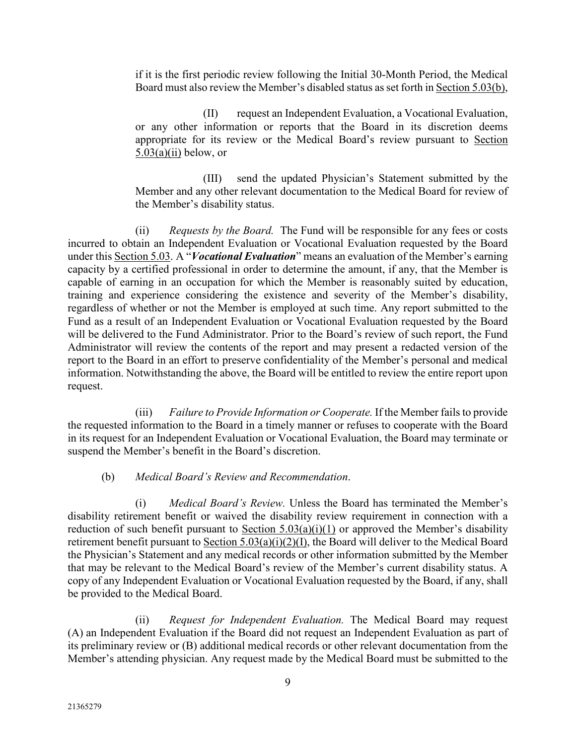if it is the first periodic review following the Initial 30-Month Period, the Medical Board must also review the Member's disabled status as set forth in Section 5.03(b),

(II) request an Independent Evaluation, a Vocational Evaluation, or any other information or reports that the Board in its discretion deems appropriate for its review or the Medical Board's review pursuant to Section 5.03(a)(ii) below, or

(III) send the updated Physician's Statement submitted by the Member and any other relevant documentation to the Medical Board for review of the Member's disability status.

(ii) *Requests by the Board.* The Fund will be responsible for any fees or costs incurred to obtain an Independent Evaluation or Vocational Evaluation requested by the Board under this Section 5.03. A "***Vocational Evaluation***" means an evaluation of the Member's earning capacity by a certified professional in order to determine the amount, if any, that the Member is capable of earning in an occupation for which the Member is reasonably suited by education, training and experience considering the existence and severity of the Member's disability, regardless of whether or not the Member is employed at such time. Any report submitted to the Fund as a result of an Independent Evaluation or Vocational Evaluation requested by the Board will be delivered to the Fund Administrator. Prior to the Board's review of such report, the Fund Administrator will review the contents of the report and may present a redacted version of the report to the Board in an effort to preserve confidentiality of the Member's personal and medical information. Notwithstanding the above, the Board will be entitled to review the entire report upon request.

(iii) *Failure to Provide Information or Cooperate.* If the Member fails to provide the requested information to the Board in a timely manner or refuses to cooperate with the Board in its request for an Independent Evaluation or Vocational Evaluation, the Board may terminate or suspend the Member's benefit in the Board's discretion.

(b) *Medical Board's Review and Recommendation*.

(i) *Medical Board's Review.* Unless the Board has terminated the Member's disability retirement benefit or waived the disability review requirement in connection with a reduction of such benefit pursuant to Section 5.03(a)(i)(1) or approved the Member's disability retirement benefit pursuant to Section 5.03(a)(i)(2)(I), the Board will deliver to the Medical Board the Physician's Statement and any medical records or other information submitted by the Member that may be relevant to the Medical Board's review of the Member's current disability status. A copy of any Independent Evaluation or Vocational Evaluation requested by the Board, if any, shall be provided to the Medical Board.

(ii) *Request for Independent Evaluation.* The Medical Board may request (A) an Independent Evaluation if the Board did not request an Independent Evaluation as part of its preliminary review or (B) additional medical records or other relevant documentation from the Member's attending physician. Any request made by the Medical Board must be submitted to the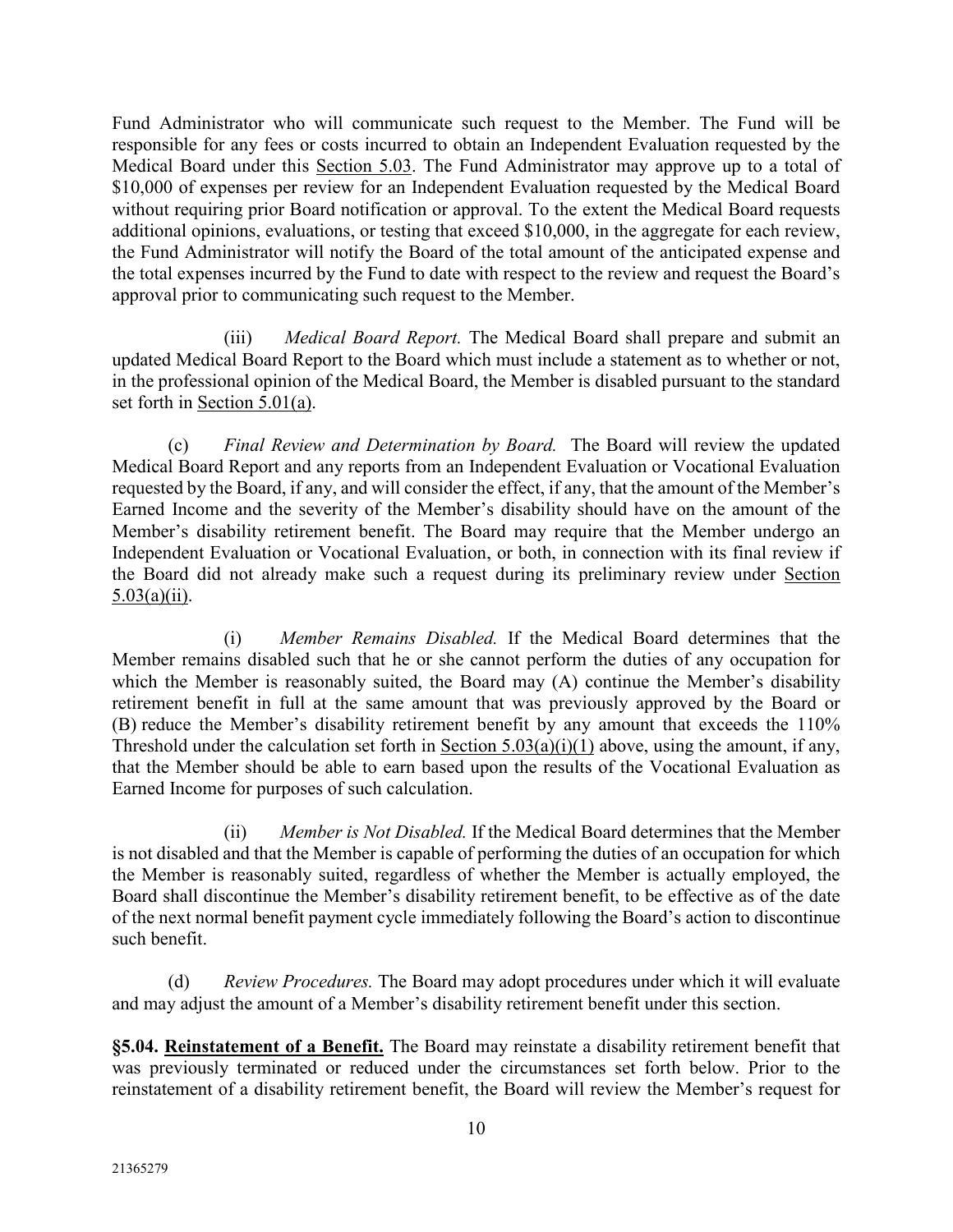Fund Administrator who will communicate such request to the Member. The Fund will be responsible for any fees or costs incurred to obtain an Independent Evaluation requested by the Medical Board under this Section 5.03. The Fund Administrator may approve up to a total of $10,000 of expenses per review for an Independent Evaluation requested by the Medical Board without requiring prior Board notification or approval. To the extent the Medical Board requests additional opinions, evaluations, or testing that exceed $10,000, in the aggregate for each review, the Fund Administrator will notify the Board of the total amount of the anticipated expense and the total expenses incurred by the Fund to date with respect to the review and request the Board's approval prior to communicating such request to the Member.

(iii) *Medical Board Report.* The Medical Board shall prepare and submit an updated Medical Board Report to the Board which must include a statement as to whether or not, in the professional opinion of the Medical Board, the Member is disabled pursuant to the standard set forth in Section 5.01(a).

(c) *Final Review and Determination by Board.* The Board will review the updated Medical Board Report and any reports from an Independent Evaluation or Vocational Evaluation requested by the Board, if any, and will consider the effect, if any, that the amount of the Member's Earned Income and the severity of the Member's disability should have on the amount of the Member's disability retirement benefit. The Board may require that the Member undergo an Independent Evaluation or Vocational Evaluation, or both, in connection with its final review if the Board did not already make such a request during its preliminary review under Section 5.03(a)(ii).

(i) *Member Remains Disabled.* If the Medical Board determines that the Member remains disabled such that he or she cannot perform the duties of any occupation for which the Member is reasonably suited, the Board may (A) continue the Member's disability retirement benefit in full at the same amount that was previously approved by the Board or (B) reduce the Member's disability retirement benefit by any amount that exceeds the 110% Threshold under the calculation set forth in Section 5.03(a)(i)(1) above, using the amount, if any, that the Member should be able to earn based upon the results of the Vocational Evaluation as Earned Income for purposes of such calculation.

(ii) *Member is Not Disabled.* If the Medical Board determines that the Member is not disabled and that the Member is capable of performing the duties of an occupation for which the Member is reasonably suited, regardless of whether the Member is actually employed, the Board shall discontinue the Member's disability retirement benefit, to be effective as of the date of the next normal benefit payment cycle immediately following the Board's action to discontinue such benefit.

(d) *Review Procedures.* The Board may adopt procedures under which it will evaluate and may adjust the amount of a Member's disability retirement benefit under this section.

**§5.04. Reinstatement of a Benefit.** The Board may reinstate a disability retirement benefit that was previously terminated or reduced under the circumstances set forth below. Prior to the reinstatement of a disability retirement benefit, the Board will review the Member's request for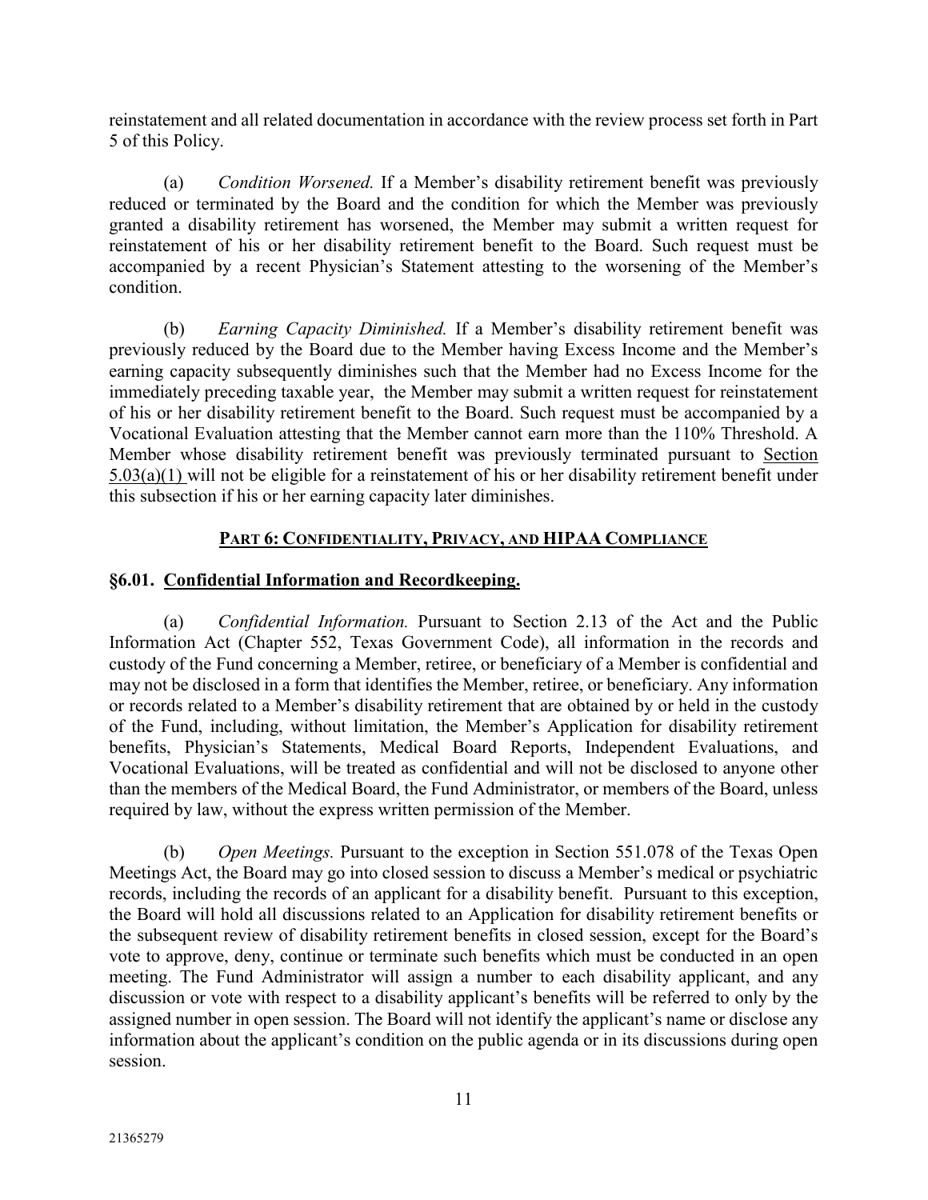reinstatement and all related documentation in accordance with the review process set forth in Part 5 of this Policy.

(a) *Condition Worsened.* If a Member's disability retirement benefit was previously reduced or terminated by the Board and the condition for which the Member was previously granted a disability retirement has worsened, the Member may submit a written request for reinstatement of his or her disability retirement benefit to the Board. Such request must be accompanied by a recent Physician's Statement attesting to the worsening of the Member's condition.

(b) *Earning Capacity Diminished.* If a Member's disability retirement benefit was previously reduced by the Board due to the Member having Excess Income and the Member's earning capacity subsequently diminishes such that the Member had no Excess Income for the immediately preceding taxable year, the Member may submit a written request for reinstatement of his or her disability retirement benefit to the Board. Such request must be accompanied by a Vocational Evaluation attesting that the Member cannot earn more than the 110% Threshold. A Member whose disability retirement benefit was previously terminated pursuant to Section 5.03(a)(1) will not be eligible for a reinstatement of his or her disability retirement benefit under this subsection if his or her earning capacity later diminishes.

## PART 6: CONFIDENTIALITY, PRIVACY, AND HIPAA COMPLIANCE

### §6.01. Confidential Information and Recordkeeping.

(a) *Confidential Information.* Pursuant to Section 2.13 of the Act and the Public Information Act (Chapter 552, Texas Government Code), all information in the records and custody of the Fund concerning a Member, retiree, or beneficiary of a Member is confidential and may not be disclosed in a form that identifies the Member, retiree, or beneficiary. Any information or records related to a Member's disability retirement that are obtained by or held in the custody of the Fund, including, without limitation, the Member's Application for disability retirement benefits, Physician's Statements, Medical Board Reports, Independent Evaluations, and Vocational Evaluations, will be treated as confidential and will not be disclosed to anyone other than the members of the Medical Board, the Fund Administrator, or members of the Board, unless required by law, without the express written permission of the Member.

(b) *Open Meetings.* Pursuant to the exception in Section 551.078 of the Texas Open Meetings Act, the Board may go into closed session to discuss a Member's medical or psychiatric records, including the records of an applicant for a disability benefit. Pursuant to this exception, the Board will hold all discussions related to an Application for disability retirement benefits or the subsequent review of disability retirement benefits in closed session, except for the Board's vote to approve, deny, continue or terminate such benefits which must be conducted in an open meeting. The Fund Administrator will assign a number to each disability applicant, and any discussion or vote with respect to a disability applicant's benefits will be referred to only by the assigned number in open session. The Board will not identify the applicant's name or disclose any information about the applicant's condition on the public agenda or in its discussions during open session.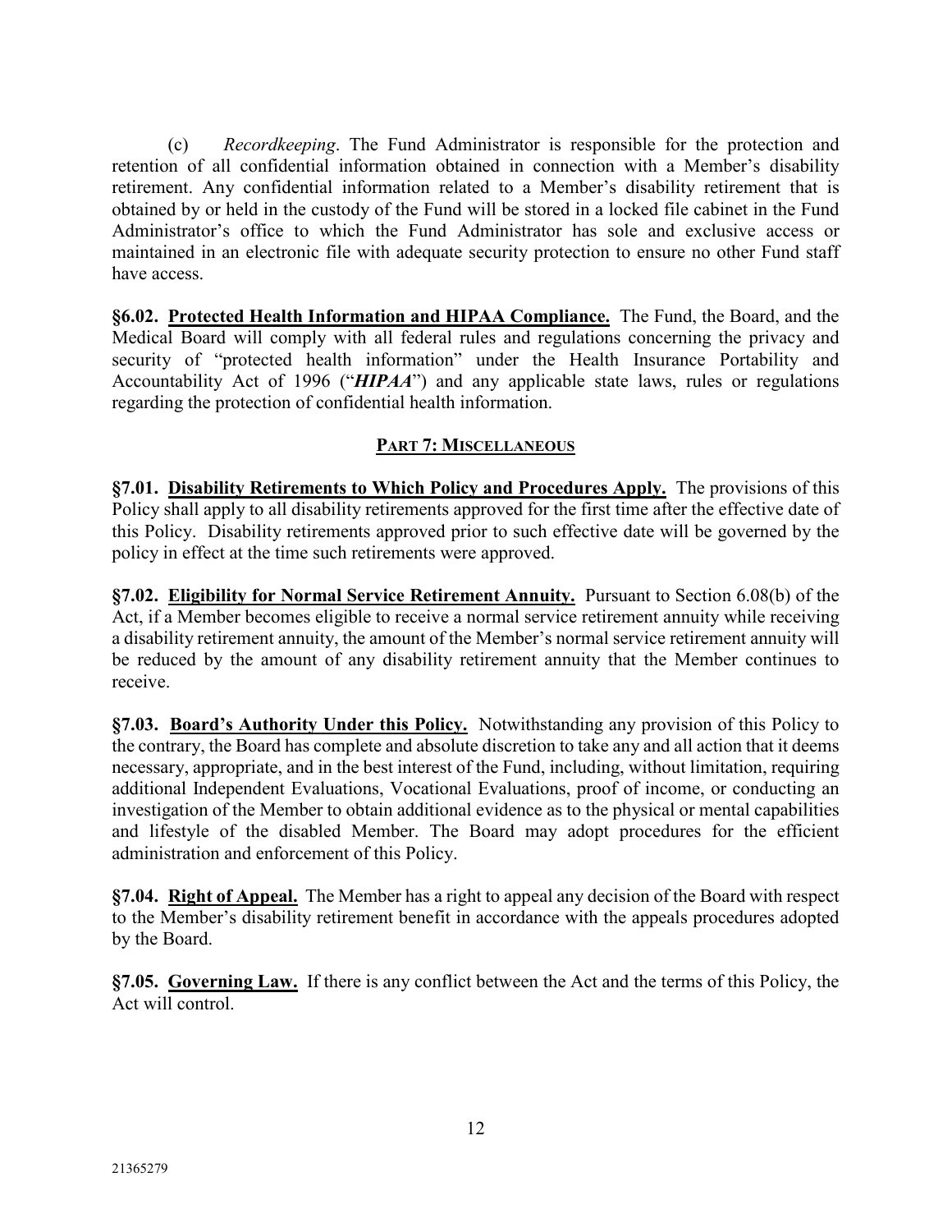(c) *Recordkeeping*. The Fund Administrator is responsible for the protection and retention of all confidential information obtained in connection with a Member's disability retirement. Any confidential information related to a Member's disability retirement that is obtained by or held in the custody of the Fund will be stored in a locked file cabinet in the Fund Administrator's office to which the Fund Administrator has sole and exclusive access or maintained in an electronic file with adequate security protection to ensure no other Fund staff have access.

**§6.02. <u>Protected Health Information and HIPAA Compliance.</u>** The Fund, the Board, and the Medical Board will comply with all federal rules and regulations concerning the privacy and security of "protected health information" under the Health Insurance Portability and Accountability Act of 1996 ("***HIPAA***") and any applicable state laws, rules or regulations regarding the protection of confidential health information.

## PART 7: MISCELLANEOUS

**§7.01. <u>Disability Retirements to Which Policy and Procedures Apply.</u>** The provisions of this Policy shall apply to all disability retirements approved for the first time after the effective date of this Policy. Disability retirements approved prior to such effective date will be governed by the policy in effect at the time such retirements were approved.

**§7.02. <u>Eligibility for Normal Service Retirement Annuity.</u>** Pursuant to Section 6.08(b) of the Act, if a Member becomes eligible to receive a normal service retirement annuity while receiving a disability retirement annuity, the amount of the Member's normal service retirement annuity will be reduced by the amount of any disability retirement annuity that the Member continues to receive.

**§7.03. <u>Board's Authority Under this Policy.</u>** Notwithstanding any provision of this Policy to the contrary, the Board has complete and absolute discretion to take any and all action that it deems necessary, appropriate, and in the best interest of the Fund, including, without limitation, requiring additional Independent Evaluations, Vocational Evaluations, proof of income, or conducting an investigation of the Member to obtain additional evidence as to the physical or mental capabilities and lifestyle of the disabled Member. The Board may adopt procedures for the efficient administration and enforcement of this Policy.

**§7.04. <u>Right of Appeal.</u>** The Member has a right to appeal any decision of the Board with respect to the Member's disability retirement benefit in accordance with the appeals procedures adopted by the Board.

**§7.05. <u>Governing Law.</u>** If there is any conflict between the Act and the terms of this Policy, the Act will control.

21365279